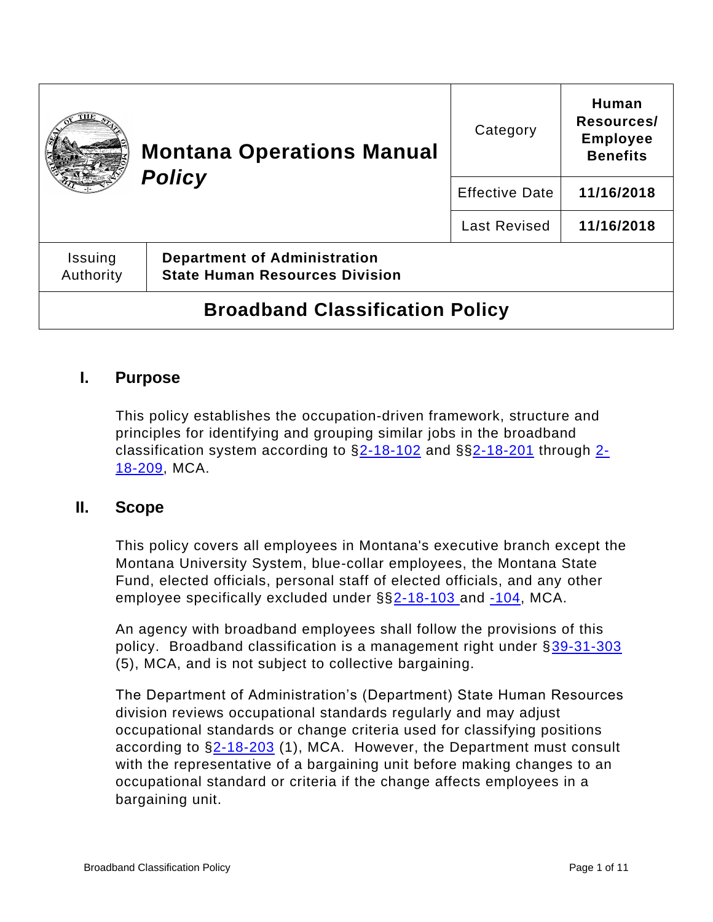| Montana Operations Manual *Policy* | Category | **Human Resources/ Employee Benefits** |
| --- | --- | --- |
| | Effective Date | **11/16/2018** |
| | Last Revised | **11/16/2018** |
| Issuing Authority | **Department of Administration State Human Resources Division** | |

# Broadband Classification Policy

## I. Purpose

This policy establishes the occupation-driven framework, structure and principles for identifying and grouping similar jobs in the broadband classification system according to §2-18-102 and §§2-18-201 through 2-18-209, MCA.

## II. Scope

This policy covers all employees in Montana's executive branch except the Montana University System, blue-collar employees, the Montana State Fund, elected officials, personal staff of elected officials, and any other employee specifically excluded under §§2-18-103 and -104, MCA.

An agency with broadband employees shall follow the provisions of this policy. Broadband classification is a management right under §39-31-303 (5), MCA, and is not subject to collective bargaining.

The Department of Administration's (Department) State Human Resources division reviews occupational standards regularly and may adjust occupational standards or change criteria used for classifying positions according to §2-18-203 (1), MCA. However, the Department must consult with the representative of a bargaining unit before making changes to an occupational standard or criteria if the change affects employees in a bargaining unit.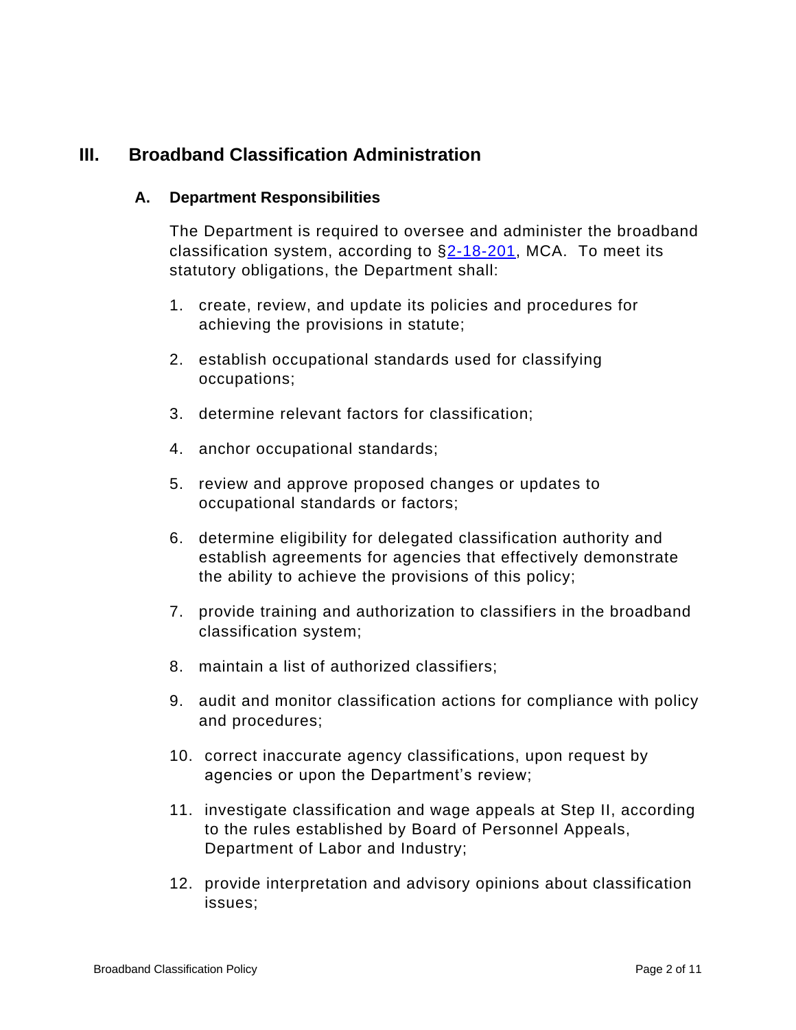## III. Broadband Classification Administration

### A. Department Responsibilities

The Department is required to oversee and administer the broadband classification system, according to §2-18-201, MCA. To meet its statutory obligations, the Department shall:

1. create, review, and update its policies and procedures for achieving the provisions in statute;
2. establish occupational standards used for classifying occupations;
3. determine relevant factors for classification;
4. anchor occupational standards;
5. review and approve proposed changes or updates to occupational standards or factors;
6. determine eligibility for delegated classification authority and establish agreements for agencies that effectively demonstrate the ability to achieve the provisions of this policy;
7. provide training and authorization to classifiers in the broadband classification system;
8. maintain a list of authorized classifiers;
9. audit and monitor classification actions for compliance with policy and procedures;
10. correct inaccurate agency classifications, upon request by agencies or upon the Department's review;
11. investigate classification and wage appeals at Step II, according to the rules established by Board of Personnel Appeals, Department of Labor and Industry;
12. provide interpretation and advisory opinions about classification issues;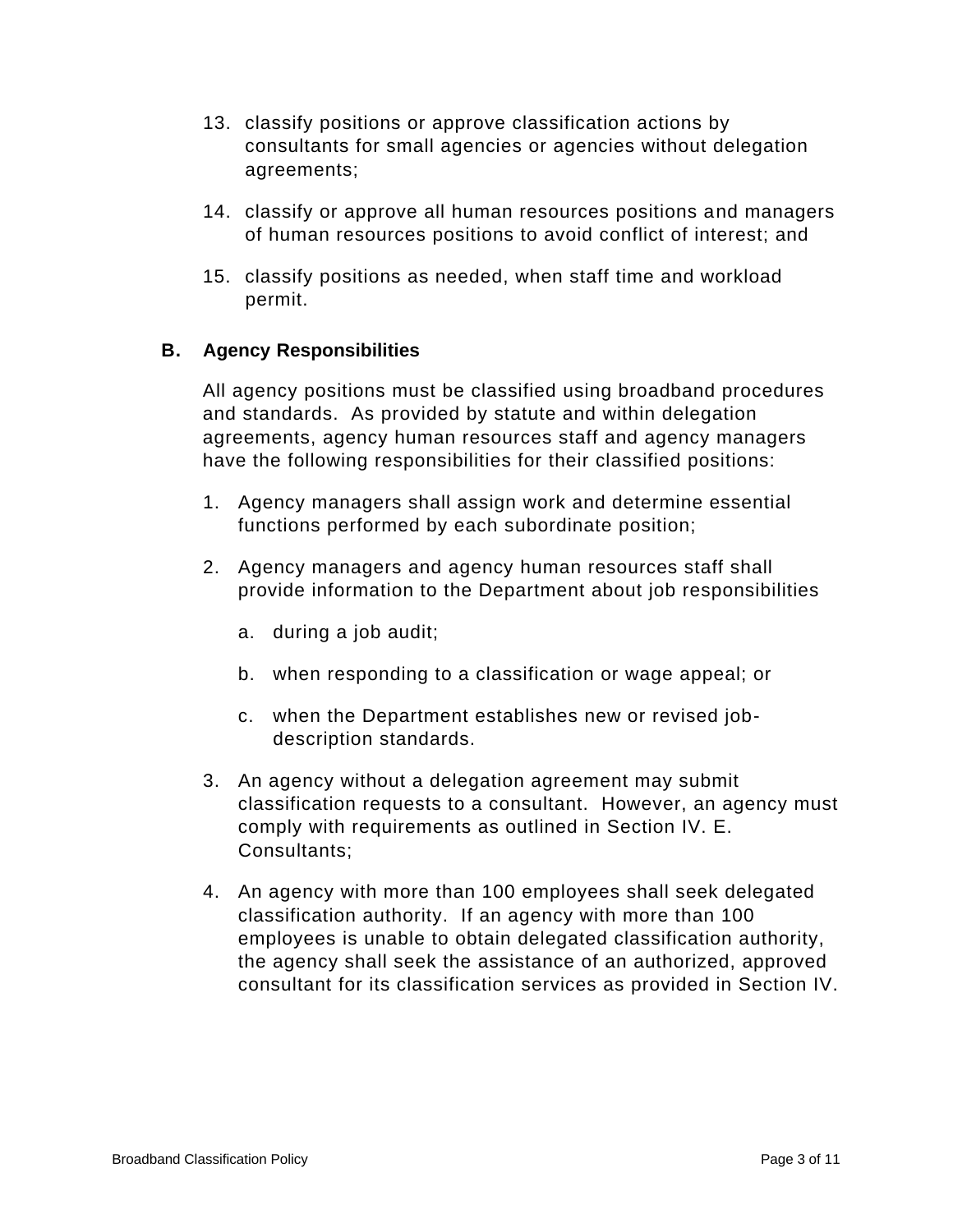13. classify positions or approve classification actions by consultants for small agencies or agencies without delegation agreements;

14. classify or approve all human resources positions and managers of human resources positions to avoid conflict of interest; and

15. classify positions as needed, when staff time and workload permit.

### B. Agency Responsibilities

All agency positions must be classified using broadband procedures and standards. As provided by statute and within delegation agreements, agency human resources staff and agency managers have the following responsibilities for their classified positions:

1. Agency managers shall assign work and determine essential functions performed by each subordinate position;

2. Agency managers and agency human resources staff shall provide information to the Department about job responsibilities

   a. during a job audit;

   b. when responding to a classification or wage appeal; or

   c. when the Department establishes new or revised job-description standards.

3. An agency without a delegation agreement may submit classification requests to a consultant. However, an agency must comply with requirements as outlined in Section IV. E. Consultants;

4. An agency with more than 100 employees shall seek delegated classification authority. If an agency with more than 100 employees is unable to obtain delegated classification authority, the agency shall seek the assistance of an authorized, approved consultant for its classification services as provided in Section IV.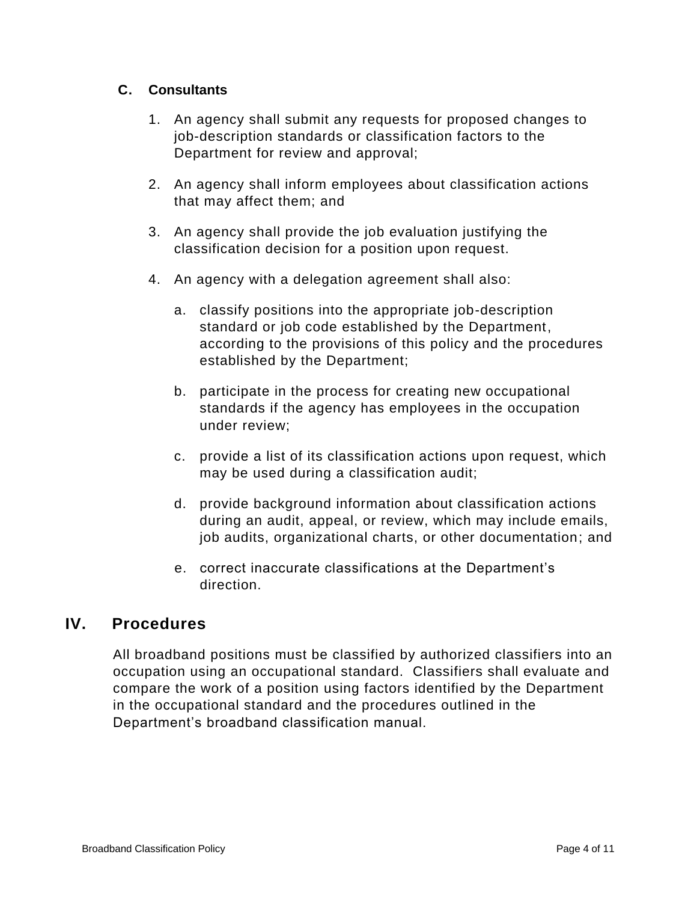### C. Consultants

1. An agency shall submit any requests for proposed changes to job-description standards or classification factors to the Department for review and approval;

2. An agency shall inform employees about classification actions that may affect them; and

3. An agency shall provide the job evaluation justifying the classification decision for a position upon request.

4. An agency with a delegation agreement shall also:

   a. classify positions into the appropriate job-description standard or job code established by the Department, according to the provisions of this policy and the procedures established by the Department;

   b. participate in the process for creating new occupational standards if the agency has employees in the occupation under review;

   c. provide a list of its classification actions upon request, which may be used during a classification audit;

   d. provide background information about classification actions during an audit, appeal, or review, which may include emails, job audits, organizational charts, or other documentation; and

   e. correct inaccurate classifications at the Department's direction.

## IV. Procedures

All broadband positions must be classified by authorized classifiers into an occupation using an occupational standard. Classifiers shall evaluate and compare the work of a position using factors identified by the Department in the occupational standard and the procedures outlined in the Department's broadband classification manual.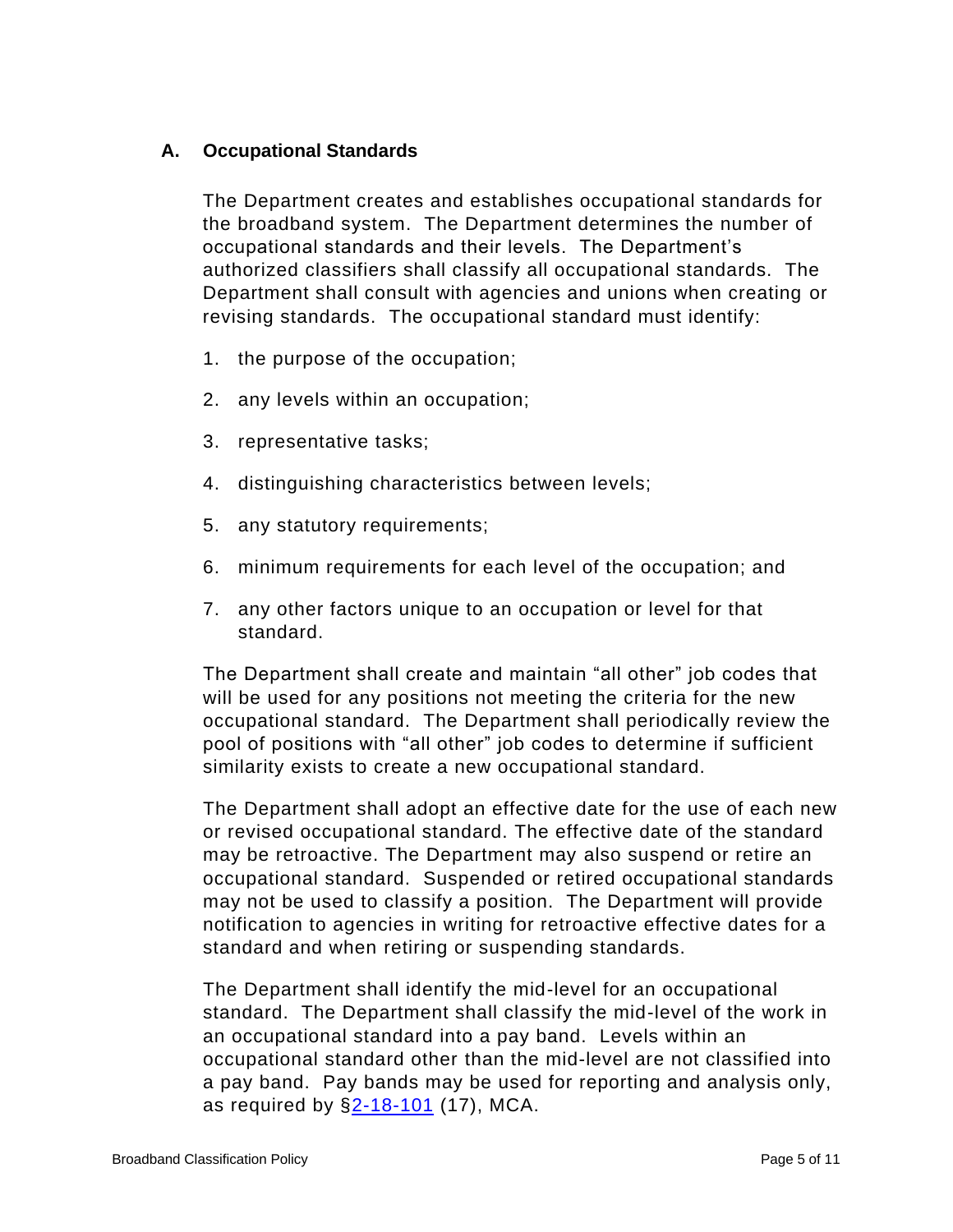### A. Occupational Standards

The Department creates and establishes occupational standards for the broadband system. The Department determines the number of occupational standards and their levels. The Department's authorized classifiers shall classify all occupational standards. The Department shall consult with agencies and unions when creating or revising standards. The occupational standard must identify:

1. the purpose of the occupation;
2. any levels within an occupation;
3. representative tasks;
4. distinguishing characteristics between levels;
5. any statutory requirements;
6. minimum requirements for each level of the occupation; and
7. any other factors unique to an occupation or level for that standard.

The Department shall create and maintain "all other" job codes that will be used for any positions not meeting the criteria for the new occupational standard. The Department shall periodically review the pool of positions with "all other" job codes to determine if sufficient similarity exists to create a new occupational standard.

The Department shall adopt an effective date for the use of each new or revised occupational standard. The effective date of the standard may be retroactive. The Department may also suspend or retire an occupational standard. Suspended or retired occupational standards may not be used to classify a position. The Department will provide notification to agencies in writing for retroactive effective dates for a standard and when retiring or suspending standards.

The Department shall identify the mid-level for an occupational standard. The Department shall classify the mid-level of the work in an occupational standard into a pay band. Levels within an occupational standard other than the mid-level are not classified into a pay band. Pay bands may be used for reporting and analysis only, as required by §2-18-101 (17), MCA.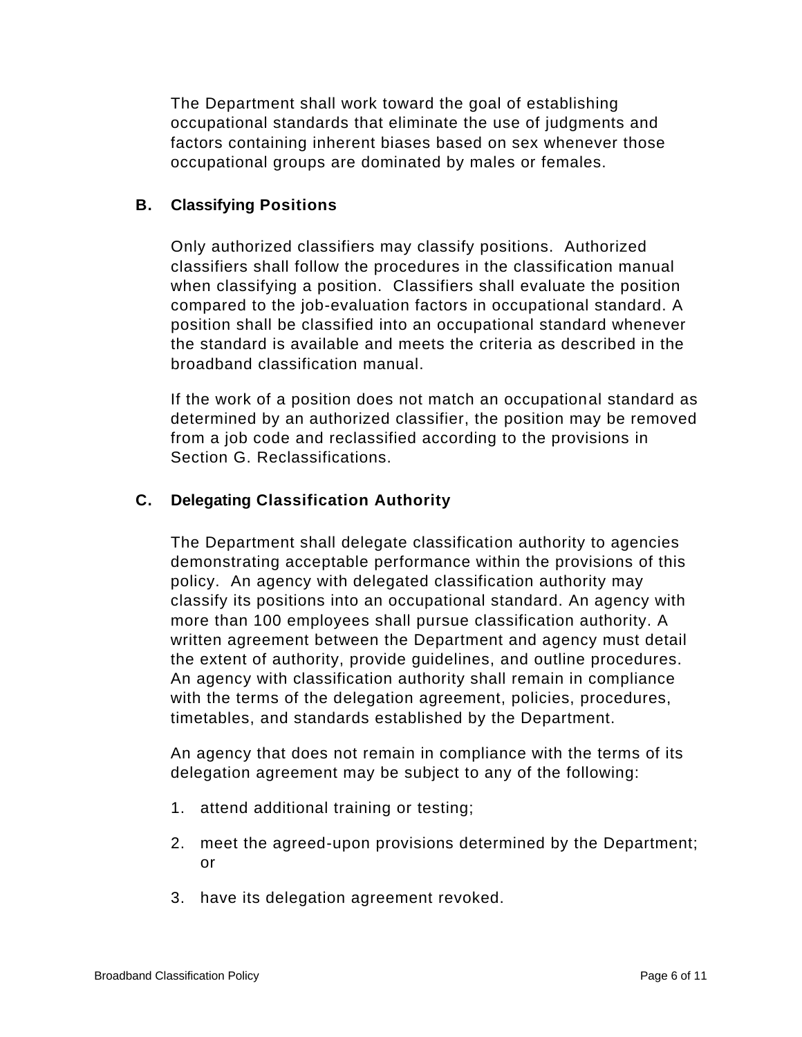The Department shall work toward the goal of establishing occupational standards that eliminate the use of judgments and factors containing inherent biases based on sex whenever those occupational groups are dominated by males or females.

### B. Classifying Positions

Only authorized classifiers may classify positions. Authorized classifiers shall follow the procedures in the classification manual when classifying a position. Classifiers shall evaluate the position compared to the job-evaluation factors in occupational standard. A position shall be classified into an occupational standard whenever the standard is available and meets the criteria as described in the broadband classification manual.

If the work of a position does not match an occupational standard as determined by an authorized classifier, the position may be removed from a job code and reclassified according to the provisions in Section G. Reclassifications.

### C. Delegating Classification Authority

The Department shall delegate classification authority to agencies demonstrating acceptable performance within the provisions of this policy. An agency with delegated classification authority may classify its positions into an occupational standard. An agency with more than 100 employees shall pursue classification authority. A written agreement between the Department and agency must detail the extent of authority, provide guidelines, and outline procedures. An agency with classification authority shall remain in compliance with the terms of the delegation agreement, policies, procedures, timetables, and standards established by the Department.

An agency that does not remain in compliance with the terms of its delegation agreement may be subject to any of the following:

1. attend additional training or testing;
2. meet the agreed-upon provisions determined by the Department; or
3. have its delegation agreement revoked.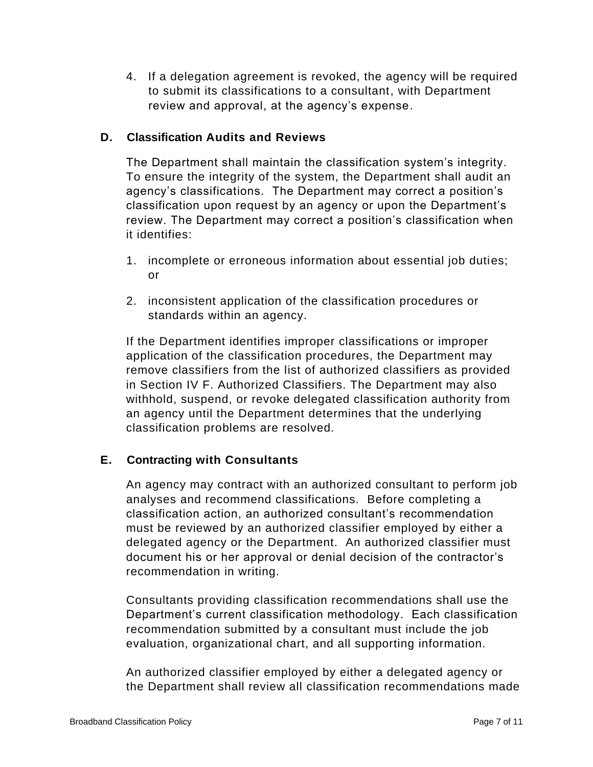4. If a delegation agreement is revoked, the agency will be required to submit its classifications to a consultant, with Department review and approval, at the agency's expense.

### D. Classification Audits and Reviews

The Department shall maintain the classification system's integrity. To ensure the integrity of the system, the Department shall audit an agency's classifications. The Department may correct a position's classification upon request by an agency or upon the Department's review. The Department may correct a position's classification when it identifies:

1. incomplete or erroneous information about essential job duties; or

2. inconsistent application of the classification procedures or standards within an agency.

If the Department identifies improper classifications or improper application of the classification procedures, the Department may remove classifiers from the list of authorized classifiers as provided in Section IV F. Authorized Classifiers. The Department may also withhold, suspend, or revoke delegated classification authority from an agency until the Department determines that the underlying classification problems are resolved.

### E. Contracting with Consultants

An agency may contract with an authorized consultant to perform job analyses and recommend classifications. Before completing a classification action, an authorized consultant's recommendation must be reviewed by an authorized classifier employed by either a delegated agency or the Department. An authorized classifier must document his or her approval or denial decision of the contractor's recommendation in writing.

Consultants providing classification recommendations shall use the Department's current classification methodology. Each classification recommendation submitted by a consultant must include the job evaluation, organizational chart, and all supporting information.

An authorized classifier employed by either a delegated agency or the Department shall review all classification recommendations made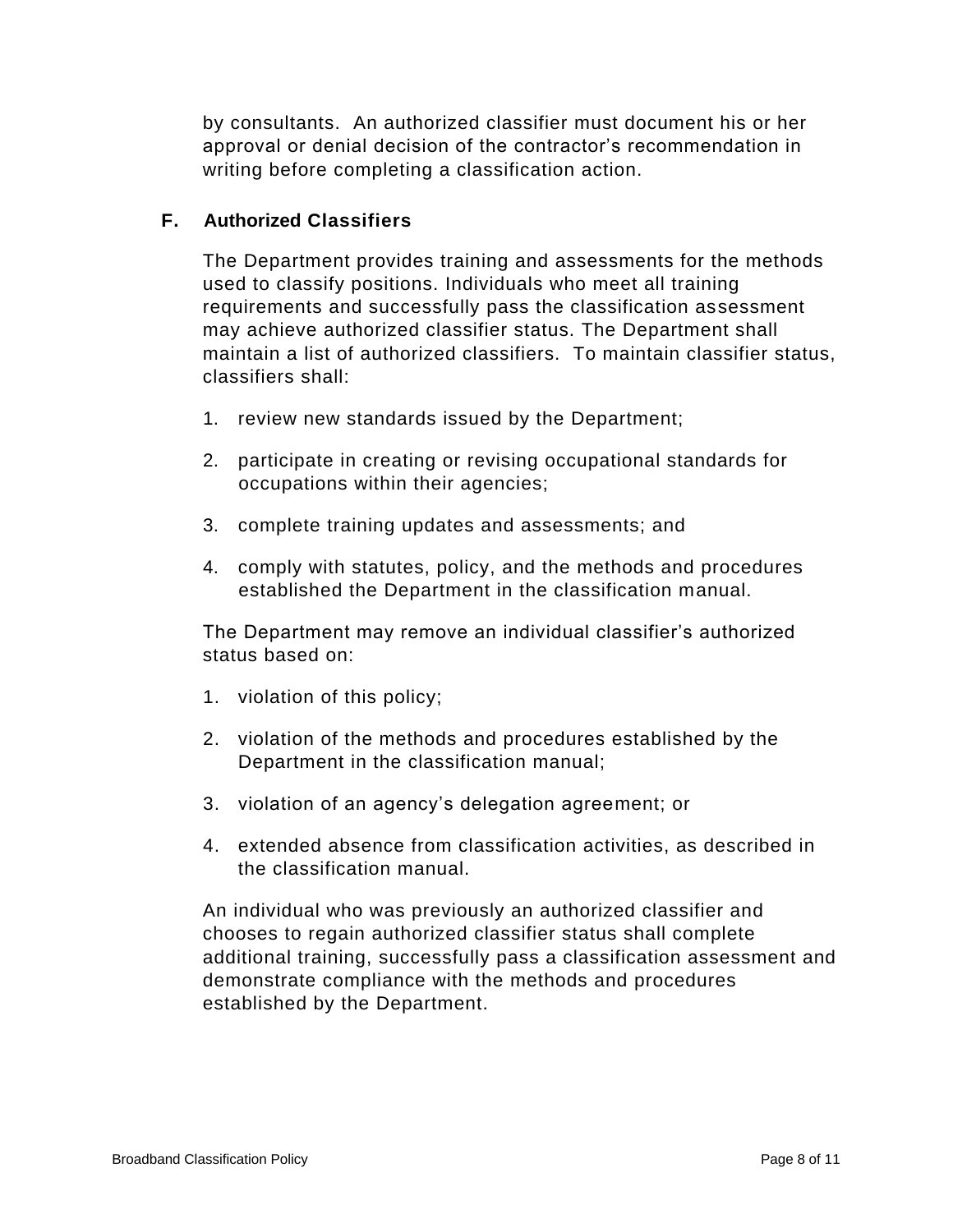by consultants. An authorized classifier must document his or her approval or denial decision of the contractor's recommendation in writing before completing a classification action.

## F. Authorized Classifiers

The Department provides training and assessments for the methods used to classify positions. Individuals who meet all training requirements and successfully pass the classification assessment may achieve authorized classifier status. The Department shall maintain a list of authorized classifiers. To maintain classifier status, classifiers shall:

1. review new standards issued by the Department;
2. participate in creating or revising occupational standards for occupations within their agencies;
3. complete training updates and assessments; and
4. comply with statutes, policy, and the methods and procedures established the Department in the classification manual.

The Department may remove an individual classifier's authorized status based on:

1. violation of this policy;
2. violation of the methods and procedures established by the Department in the classification manual;
3. violation of an agency's delegation agreement; or
4. extended absence from classification activities, as described in the classification manual.

An individual who was previously an authorized classifier and chooses to regain authorized classifier status shall complete additional training, successfully pass a classification assessment and demonstrate compliance with the methods and procedures established by the Department.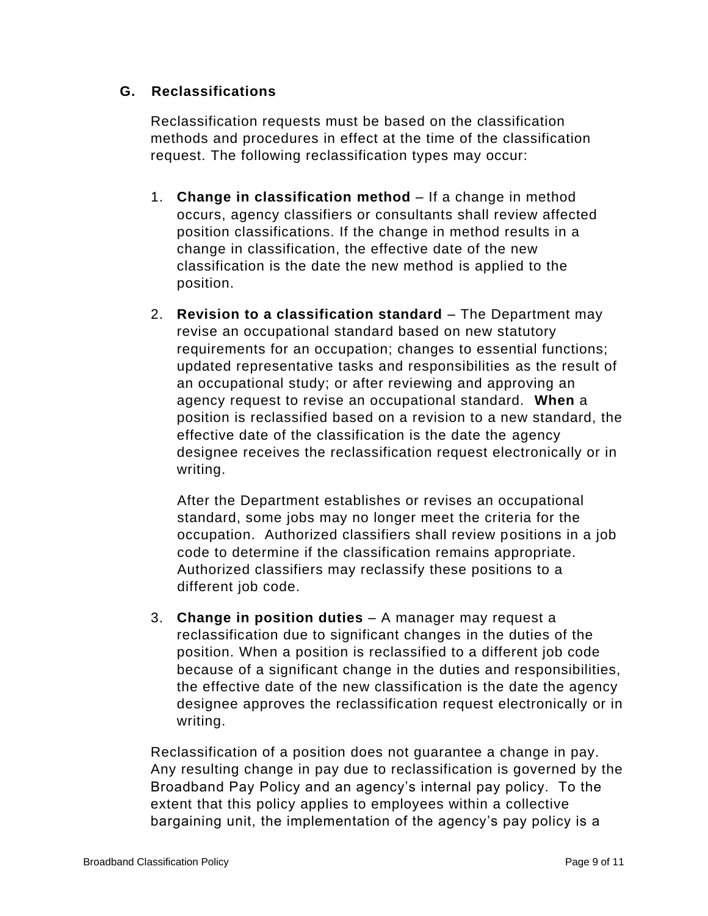### G. Reclassifications

Reclassification requests must be based on the classification methods and procedures in effect at the time of the classification request. The following reclassification types may occur:

1. **Change in classification method** – If a change in method occurs, agency classifiers or consultants shall review affected position classifications. If the change in method results in a change in classification, the effective date of the new classification is the date the new method is applied to the position.

2. **Revision to a classification standard** – The Department may revise an occupational standard based on new statutory requirements for an occupation; changes to essential functions; updated representative tasks and responsibilities as the result of an occupational study; or after reviewing and approving an agency request to revise an occupational standard. **When** a position is reclassified based on a revision to a new standard, the effective date of the classification is the date the agency designee receives the reclassification request electronically or in writing.

   After the Department establishes or revises an occupational standard, some jobs may no longer meet the criteria for the occupation. Authorized classifiers shall review positions in a job code to determine if the classification remains appropriate. Authorized classifiers may reclassify these positions to a different job code.

3. **Change in position duties** – A manager may request a reclassification due to significant changes in the duties of the position. When a position is reclassified to a different job code because of a significant change in the duties and responsibilities, the effective date of the new classification is the date the agency designee approves the reclassification request electronically or in writing.

Reclassification of a position does not guarantee a change in pay. Any resulting change in pay due to reclassification is governed by the Broadband Pay Policy and an agency's internal pay policy. To the extent that this policy applies to employees within a collective bargaining unit, the implementation of the agency's pay policy is a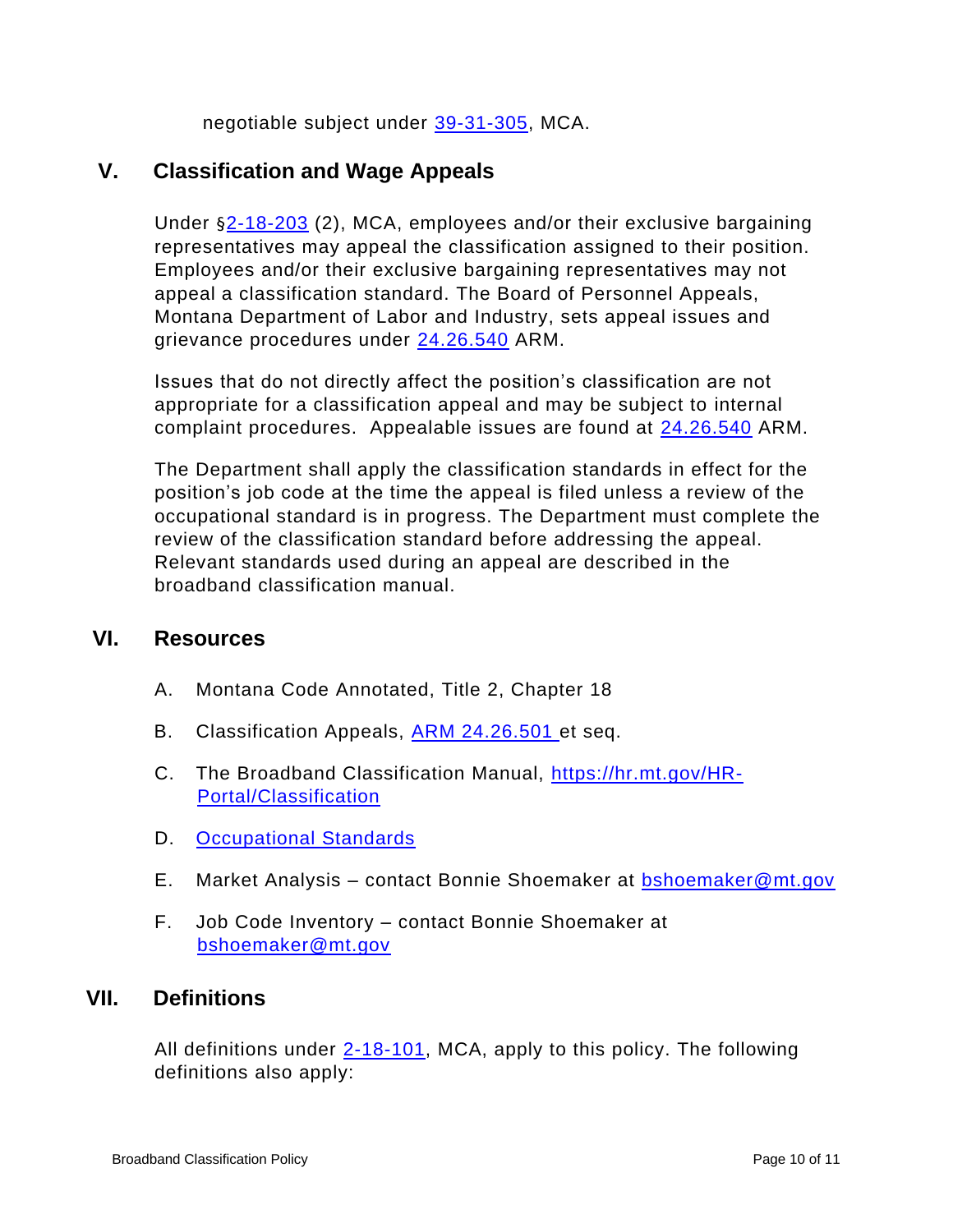negotiable subject under 39-31-305, MCA.

## V. Classification and Wage Appeals

Under §2-18-203 (2), MCA, employees and/or their exclusive bargaining representatives may appeal the classification assigned to their position. Employees and/or their exclusive bargaining representatives may not appeal a classification standard. The Board of Personnel Appeals, Montana Department of Labor and Industry, sets appeal issues and grievance procedures under 24.26.540 ARM.

Issues that do not directly affect the position's classification are not appropriate for a classification appeal and may be subject to internal complaint procedures. Appealable issues are found at 24.26.540 ARM.

The Department shall apply the classification standards in effect for the position's job code at the time the appeal is filed unless a review of the occupational standard is in progress. The Department must complete the review of the classification standard before addressing the appeal. Relevant standards used during an appeal are described in the broadband classification manual.

## VI. Resources

A. Montana Code Annotated, Title 2, Chapter 18

B. Classification Appeals, ARM 24.26.501 et seq.

C. The Broadband Classification Manual, https://hr.mt.gov/HR-Portal/Classification

D. Occupational Standards

E. Market Analysis – contact Bonnie Shoemaker at bshoemaker@mt.gov

F. Job Code Inventory – contact Bonnie Shoemaker at bshoemaker@mt.gov

## VII. Definitions

All definitions under 2-18-101, MCA, apply to this policy. The following definitions also apply: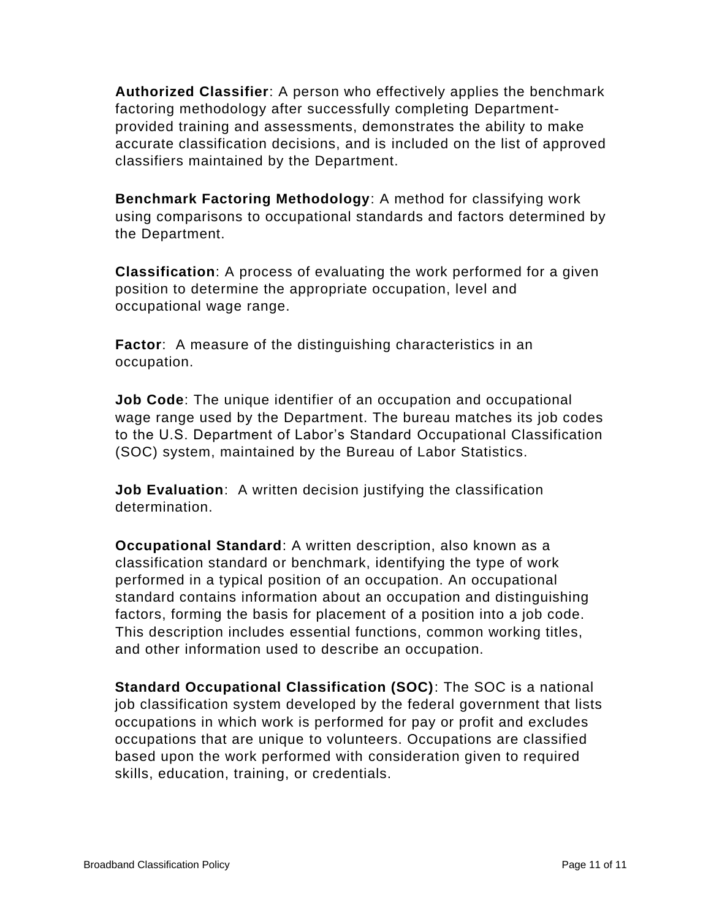**Authorized Classifier**: A person who effectively applies the benchmark factoring methodology after successfully completing Department-provided training and assessments, demonstrates the ability to make accurate classification decisions, and is included on the list of approved classifiers maintained by the Department.

**Benchmark Factoring Methodology**: A method for classifying work using comparisons to occupational standards and factors determined by the Department.

**Classification**: A process of evaluating the work performed for a given position to determine the appropriate occupation, level and occupational wage range.

**Factor**: A measure of the distinguishing characteristics in an occupation.

**Job Code**: The unique identifier of an occupation and occupational wage range used by the Department. The bureau matches its job codes to the U.S. Department of Labor's Standard Occupational Classification (SOC) system, maintained by the Bureau of Labor Statistics.

**Job Evaluation**: A written decision justifying the classification determination.

**Occupational Standard**: A written description, also known as a classification standard or benchmark, identifying the type of work performed in a typical position of an occupation. An occupational standard contains information about an occupation and distinguishing factors, forming the basis for placement of a position into a job code. This description includes essential functions, common working titles, and other information used to describe an occupation.

**Standard Occupational Classification (SOC)**: The SOC is a national job classification system developed by the federal government that lists occupations in which work is performed for pay or profit and excludes occupations that are unique to volunteers. Occupations are classified based upon the work performed with consideration given to required skills, education, training, or credentials.